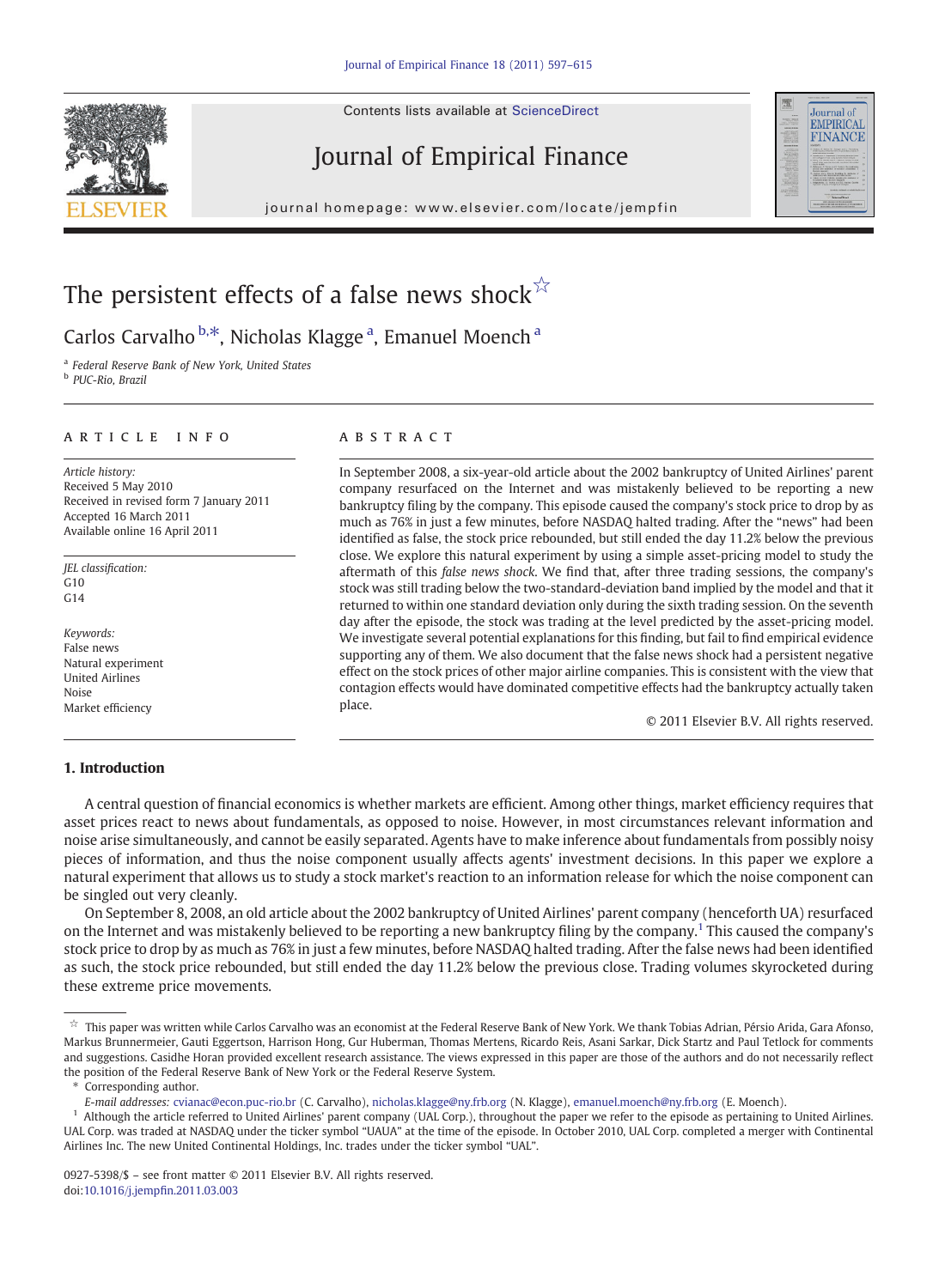# The persistent effects of a false news shock[☆]

Carlos Carvalho[b,*], Nicholas Klagge[a], Emanuel Moench[a]

[a] Federal Reserve Bank of New York, United States
[b] PUC-Rio, Brazil

## ARTICLE INFO

*Article history:*
Received 5 May 2010
Received in revised form 7 January 2011
Accepted 16 March 2011
Available online 16 April 2011

*JEL classification:*
G10
G14

*Keywords:*
False news
Natural experiment
United Airlines
Noise
Market efficiency

## ABSTRACT

In September 2008, a six-year-old article about the 2002 bankruptcy of United Airlines' parent company resurfaced on the Internet and was mistakenly believed to be reporting a new bankruptcy filing by the company. This episode caused the company's stock price to drop by as much as 76% in just a few minutes, before NASDAQ halted trading. After the "news" had been identified as false, the stock price rebounded, but still ended the day 11.2% below the previous close. We explore this natural experiment by using a simple asset-pricing model to study the aftermath of this *false news shock*. We find that, after three trading sessions, the company's stock was still trading below the two-standard-deviation band implied by the model and that it returned to within one standard deviation only during the sixth trading session. On the seventh day after the episode, the stock was trading at the level predicted by the asset-pricing model. We investigate several potential explanations for this finding, but fail to find empirical evidence supporting any of them. We also document that the false news shock had a persistent negative effect on the stock prices of other major airline companies. This is consistent with the view that contagion effects would have dominated competitive effects had the bankruptcy actually taken place.

© 2011 Elsevier B.V. All rights reserved.

## 1. Introduction

A central question of financial economics is whether markets are efficient. Among other things, market efficiency requires that asset prices react to news about fundamentals, as opposed to noise. However, in most circumstances relevant information and noise arise simultaneously, and cannot be easily separated. Agents have to make inference about fundamentals from possibly noisy pieces of information, and thus the noise component usually affects agents' investment decisions. In this paper we explore a natural experiment that allows us to study a stock market's reaction to an information release for which the noise component can be singled out very cleanly.

On September 8, 2008, an old article about the 2002 bankruptcy of United Airlines' parent company (henceforth UA) resurfaced on the Internet and was mistakenly believed to be reporting a new bankruptcy filing by the company.[1] This caused the company's stock price to drop by as much as 76% in just a few minutes, before NASDAQ halted trading. After the false news had been identified as such, the stock price rebounded, but still ended the day 11.2% below the previous close. Trading volumes skyrocketed during these extreme price movements.

---

[☆] This paper was written while Carlos Carvalho was an economist at the Federal Reserve Bank of New York. We thank Tobias Adrian, Pérsio Arida, Gara Afonso, Markus Brunnermeier, Gauti Eggertson, Harrison Hong, Gur Huberman, Thomas Mertens, Ricardo Reis, Asani Sarkar, Dick Startz and Paul Tetlock for comments and suggestions. Casidhe Horan provided excellent research assistance. The views expressed in this paper are those of the authors and do not necessarily reflect the position of the Federal Reserve Bank of New York or the Federal Reserve System.

\* Corresponding author.
E-mail addresses: cvianac@econ.puc-rio.br (C. Carvalho), nicholas.klagge@ny.frb.org (N. Klagge), emanuel.moench@ny.frb.org (E. Moench).

[1] Although the article referred to United Airlines' parent company (UAL Corp.), throughout the paper we refer to the episode as pertaining to United Airlines. UAL Corp. was traded at NASDAQ under the ticker symbol "UAUA" at the time of the episode. In October 2010, UAL Corp. completed a merger with Continental Airlines Inc. The new United Continental Holdings, Inc. trades under the ticker symbol "UAL".

0927-5398/$ – see front matter © 2011 Elsevier B.V. All rights reserved.
doi:10.1016/j.jempfin.2011.03.003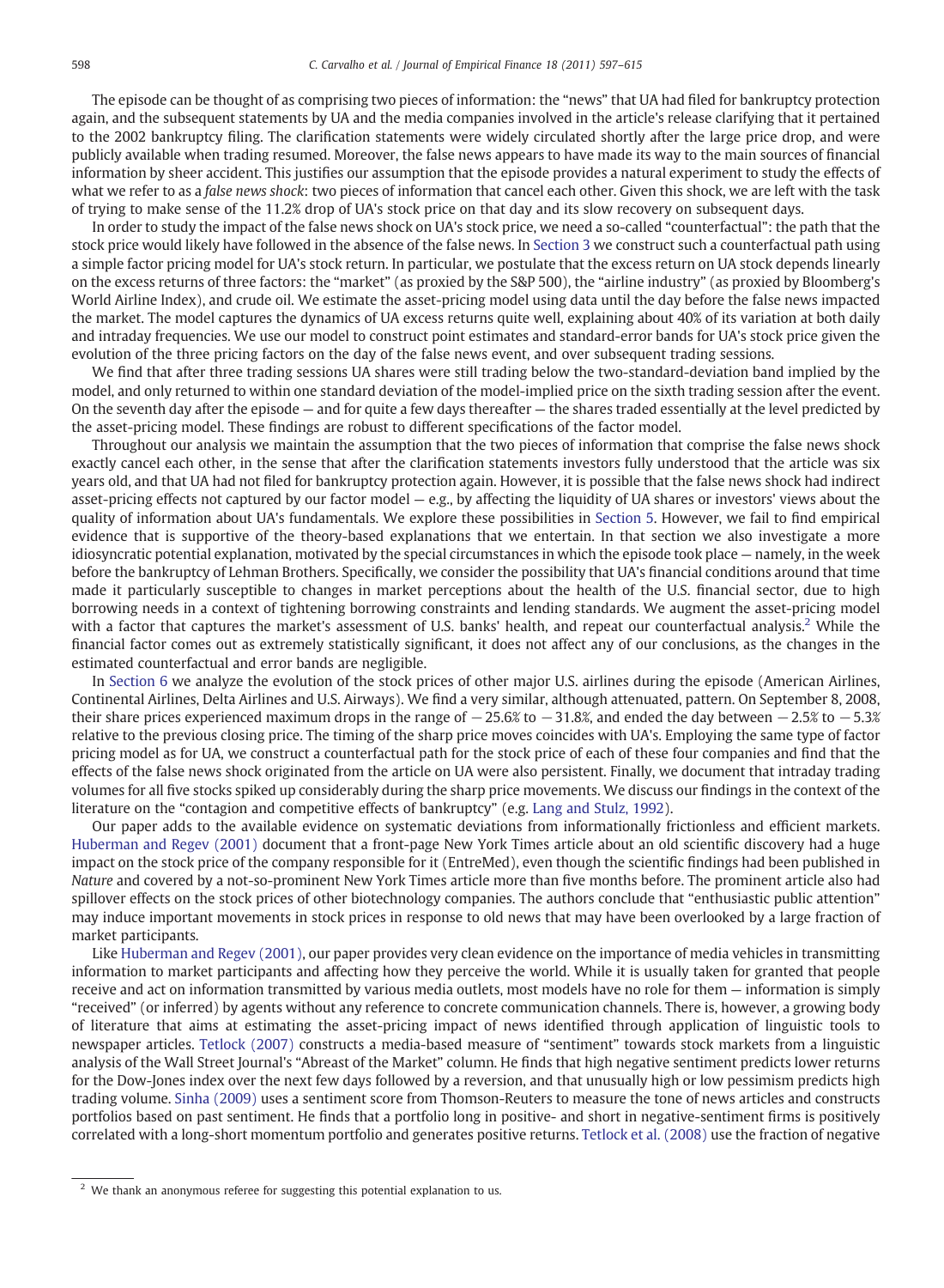The episode can be thought of as comprising two pieces of information: the "news" that UA had filed for bankruptcy protection again, and the subsequent statements by UA and the media companies involved in the article's release clarifying that it pertained to the 2002 bankruptcy filing. The clarification statements were widely circulated shortly after the large price drop, and were publicly available when trading resumed. Moreover, the false news appears to have made its way to the main sources of financial information by sheer accident. This justifies our assumption that the episode provides a natural experiment to study the effects of what we refer to as a *false news shock*: two pieces of information that cancel each other. Given this shock, we are left with the task of trying to make sense of the 11.2% drop of UA's stock price on that day and its slow recovery on subsequent days.

In order to study the impact of the false news shock on UA's stock price, we need a so-called "counterfactual": the path that the stock price would likely have followed in the absence of the false news. In Section 3 we construct such a counterfactual path using a simple factor pricing model for UA's stock return. In particular, we postulate that the excess return on UA stock depends linearly on the excess returns of three factors: the "market" (as proxied by the S&P 500), the "airline industry" (as proxied by Bloomberg's World Airline Index), and crude oil. We estimate the asset-pricing model using data until the day before the false news impacted the market. The model captures the dynamics of UA excess returns quite well, explaining about 40% of its variation at both daily and intraday frequencies. We use our model to construct point estimates and standard-error bands for UA's stock price given the evolution of the three pricing factors on the day of the false news event, and over subsequent trading sessions.

We find that after three trading sessions UA shares were still trading below the two-standard-deviation band implied by the model, and only returned to within one standard deviation of the model-implied price on the sixth trading session after the event. On the seventh day after the episode — and for quite a few days thereafter — the shares traded essentially at the level predicted by the asset-pricing model. These findings are robust to different specifications of the factor model.

Throughout our analysis we maintain the assumption that the two pieces of information that comprise the false news shock exactly cancel each other, in the sense that after the clarification statements investors fully understood that the article was six years old, and that UA had not filed for bankruptcy protection again. However, it is possible that the false news shock had indirect asset-pricing effects not captured by our factor model — e.g., by affecting the liquidity of UA shares or investors' views about the quality of information about UA's fundamentals. We explore these possibilities in Section 5. However, we fail to find empirical evidence that is supportive of the theory-based explanations that we entertain. In that section we also investigate a more idiosyncratic potential explanation, motivated by the special circumstances in which the episode took place — namely, in the week before the bankruptcy of Lehman Brothers. Specifically, we consider the possibility that UA's financial conditions around that time made it particularly susceptible to changes in market perceptions about the health of the U.S. financial sector, due to high borrowing needs in a context of tightening borrowing constraints and lending standards. We augment the asset-pricing model with a factor that captures the market's assessment of U.S. banks' health, and repeat our counterfactual analysis.[2] While the financial factor comes out as extremely statistically significant, it does not affect any of our conclusions, as the changes in the estimated counterfactual and error bands are negligible.

In Section 6 we analyze the evolution of the stock prices of other major U.S. airlines during the episode (American Airlines, Continental Airlines, Delta Airlines and U.S. Airways). We find a very similar, although attenuated, pattern. On September 8, 2008, their share prices experienced maximum drops in the range of −25.6% to −31.8%, and ended the day between −2.5% to −5.3% relative to the previous closing price. The timing of the sharp price moves coincides with UA's. Employing the same type of factor pricing model as for UA, we construct a counterfactual path for the stock price of each of these four companies and find that the effects of the false news shock originated from the article on UA were also persistent. Finally, we document that intraday trading volumes for all five stocks spiked up considerably during the sharp price movements. We discuss our findings in the context of the literature on the "contagion and competitive effects of bankruptcy" (e.g. Lang and Stulz, 1992).

Our paper adds to the available evidence on systematic deviations from informationally frictionless and efficient markets. Huberman and Regev (2001) document that a front-page New York Times article about an old scientific discovery had a huge impact on the stock price of the company responsible for it (EntreMed), even though the scientific findings had been published in *Nature* and covered by a not-so-prominent New York Times article more than five months before. The prominent article also had spillover effects on the stock prices of other biotechnology companies. The authors conclude that "enthusiastic public attention" may induce important movements in stock prices in response to old news that may have been overlooked by a large fraction of market participants.

Like Huberman and Regev (2001), our paper provides very clean evidence on the importance of media vehicles in transmitting information to market participants and affecting how they perceive the world. While it is usually taken for granted that people receive and act on information transmitted by various media outlets, most models have no role for them — information is simply "received" (or inferred) by agents without any reference to concrete communication channels. There is, however, a growing body of literature that aims at estimating the asset-pricing impact of news identified through application of linguistic tools to newspaper articles. Tetlock (2007) constructs a media-based measure of "sentiment" towards stock markets from a linguistic analysis of the Wall Street Journal's "Abreast of the Market" column. He finds that high negative sentiment predicts lower returns for the Dow-Jones index over the next few days followed by a reversion, and that unusually high or low pessimism predicts high trading volume. Sinha (2009) uses a sentiment score from Thomson-Reuters to measure the tone of news articles and constructs portfolios based on past sentiment. He finds that a portfolio long in positive- and short in negative-sentiment firms is positively correlated with a long-short momentum portfolio and generates positive returns. Tetlock et al. (2008) use the fraction of negative

[2] We thank an anonymous referee for suggesting this potential explanation to us.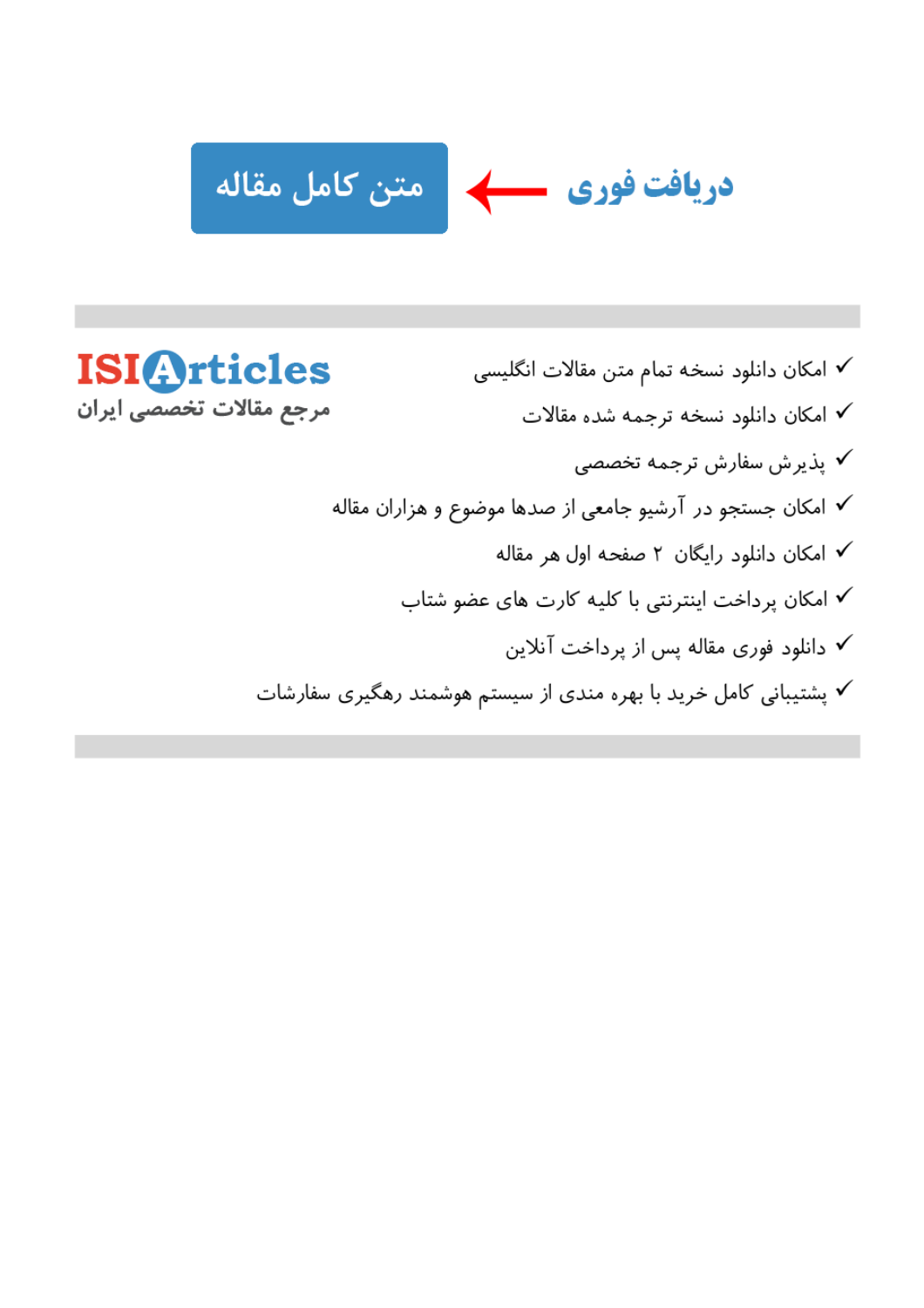دریافت فوری ← **متن کامل مقاله**

**ISIArticles**
مرجع مقالات تخصصی ایران

- ✓ امکان دانلود نسخه تمام متن مقالات انگلیسی
- ✓ امکان دانلود نسخه ترجمه شده مقالات
- ✓ پذیرش سفارش ترجمه تخصصی
- ✓ امکان جستجو در آرشیو جامعی از صدها موضوع و هزاران مقاله
- ✓ امکان دانلود رایگان ۲ صفحه اول هر مقاله
- ✓ امکان پرداخت اینترنتی با کلیه کارت های عضو شتاب
- ✓ دانلود فوری مقاله پس از پرداخت آنلاین
- ✓ پشتیبانی کامل خرید با بهره مندی از سیستم هوشمند رهگیری سفارشات